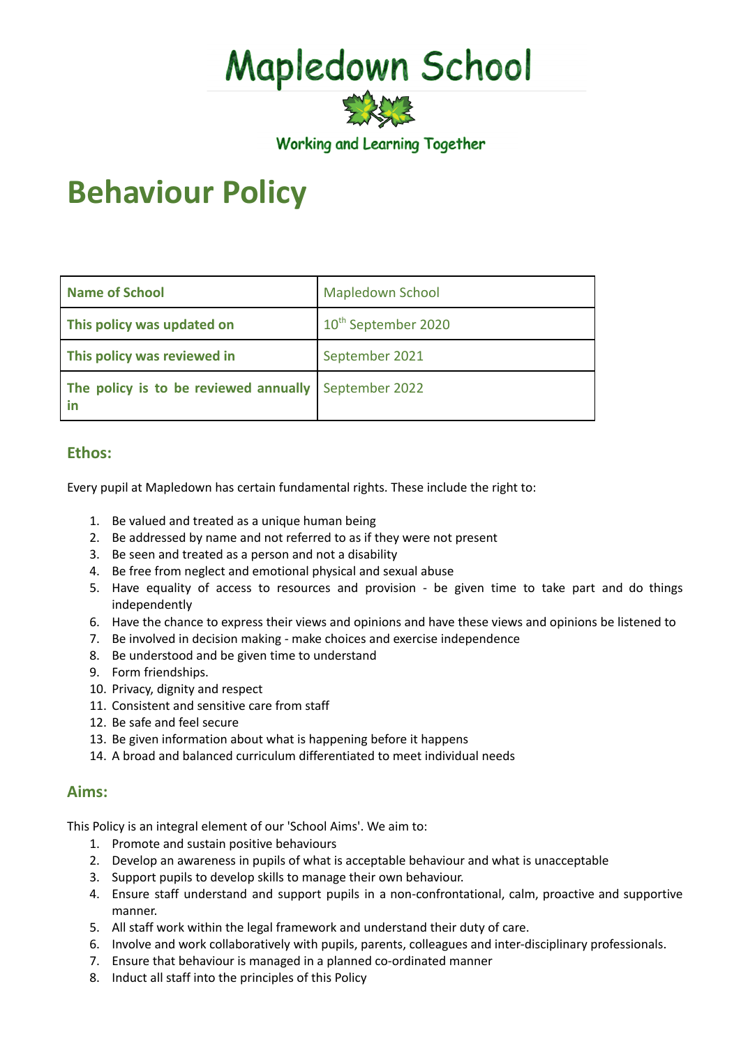# Mapledown School

Working and Learning Together

# Behaviour Policy

| Name of School | Mapledown School |
|---|---|
| This policy was updated on | 10th September 2020 |
| This policy was reviewed in | September 2021 |
| The policy is to be reviewed annually in | September 2022 |

## Ethos:

Every pupil at Mapledown has certain fundamental rights. These include the right to:

1. Be valued and treated as a unique human being
2. Be addressed by name and not referred to as if they were not present
3. Be seen and treated as a person and not a disability
4. Be free from neglect and emotional physical and sexual abuse
5. Have equality of access to resources and provision - be given time to take part and do things independently
6. Have the chance to express their views and opinions and have these views and opinions be listened to
7. Be involved in decision making - make choices and exercise independence
8. Be understood and be given time to understand
9. Form friendships.
10. Privacy, dignity and respect
11. Consistent and sensitive care from staff
12. Be safe and feel secure
13. Be given information about what is happening before it happens
14. A broad and balanced curriculum differentiated to meet individual needs

## Aims:

This Policy is an integral element of our 'School Aims'. We aim to:

1. Promote and sustain positive behaviours
2. Develop an awareness in pupils of what is acceptable behaviour and what is unacceptable
3. Support pupils to develop skills to manage their own behaviour.
4. Ensure staff understand and support pupils in a non-confrontational, calm, proactive and supportive manner.
5. All staff work within the legal framework and understand their duty of care.
6. Involve and work collaboratively with pupils, parents, colleagues and inter-disciplinary professionals.
7. Ensure that behaviour is managed in a planned co-ordinated manner
8. Induct all staff into the principles of this Policy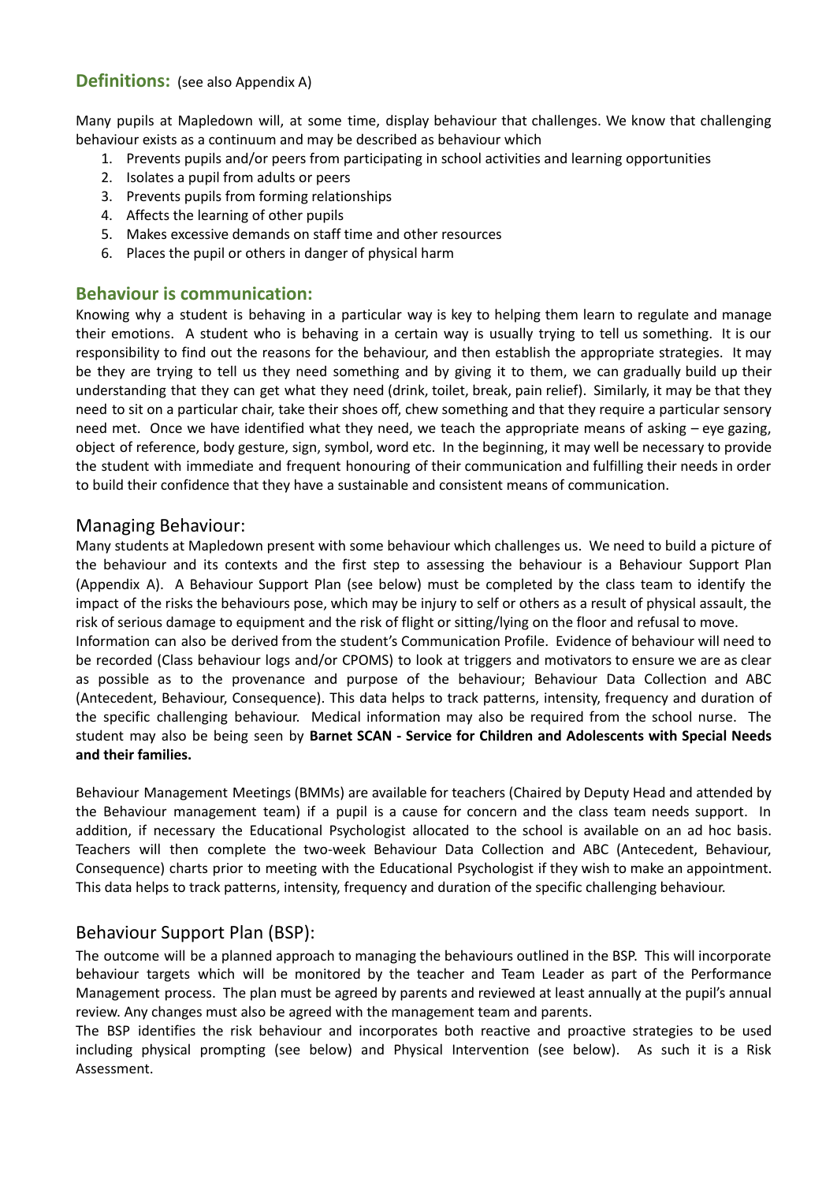## **Definitions:** (see also Appendix A)

Many pupils at Mapledown will, at some time, display behaviour that challenges. We know that challenging behaviour exists as a continuum and may be described as behaviour which

1. Prevents pupils and/or peers from participating in school activities and learning opportunities
2. Isolates a pupil from adults or peers
3. Prevents pupils from forming relationships
4. Affects the learning of other pupils
5. Makes excessive demands on staff time and other resources
6. Places the pupil or others in danger of physical harm

## **Behaviour is communication:**

Knowing why a student is behaving in a particular way is key to helping them learn to regulate and manage their emotions. A student who is behaving in a certain way is usually trying to tell us something. It is our responsibility to find out the reasons for the behaviour, and then establish the appropriate strategies. It may be they are trying to tell us they need something and by giving it to them, we can gradually build up their understanding that they can get what they need (drink, toilet, break, pain relief). Similarly, it may be that they need to sit on a particular chair, take their shoes off, chew something and that they require a particular sensory need met. Once we have identified what they need, we teach the appropriate means of asking – eye gazing, object of reference, body gesture, sign, symbol, word etc. In the beginning, it may well be necessary to provide the student with immediate and frequent honouring of their communication and fulfilling their needs in order to build their confidence that they have a sustainable and consistent means of communication.

## Managing Behaviour:

Many students at Mapledown present with some behaviour which challenges us. We need to build a picture of the behaviour and its contexts and the first step to assessing the behaviour is a Behaviour Support Plan (Appendix A). A Behaviour Support Plan (see below) must be completed by the class team to identify the impact of the risks the behaviours pose, which may be injury to self or others as a result of physical assault, the risk of serious damage to equipment and the risk of flight or sitting/lying on the floor and refusal to move.

Information can also be derived from the student's Communication Profile. Evidence of behaviour will need to be recorded (Class behaviour logs and/or CPOMS) to look at triggers and motivators to ensure we are as clear as possible as to the provenance and purpose of the behaviour; Behaviour Data Collection and ABC (Antecedent, Behaviour, Consequence). This data helps to track patterns, intensity, frequency and duration of the specific challenging behaviour. Medical information may also be required from the school nurse. The student may also be being seen by **Barnet SCAN - Service for Children and Adolescents with Special Needs and their families.**

Behaviour Management Meetings (BMMs) are available for teachers (Chaired by Deputy Head and attended by the Behaviour management team) if a pupil is a cause for concern and the class team needs support. In addition, if necessary the Educational Psychologist allocated to the school is available on an ad hoc basis. Teachers will then complete the two-week Behaviour Data Collection and ABC (Antecedent, Behaviour, Consequence) charts prior to meeting with the Educational Psychologist if they wish to make an appointment. This data helps to track patterns, intensity, frequency and duration of the specific challenging behaviour.

## Behaviour Support Plan (BSP):

The outcome will be a planned approach to managing the behaviours outlined in the BSP. This will incorporate behaviour targets which will be monitored by the teacher and Team Leader as part of the Performance Management process. The plan must be agreed by parents and reviewed at least annually at the pupil's annual review. Any changes must also be agreed with the management team and parents.

The BSP identifies the risk behaviour and incorporates both reactive and proactive strategies to be used including physical prompting (see below) and Physical Intervention (see below). As such it is a Risk Assessment.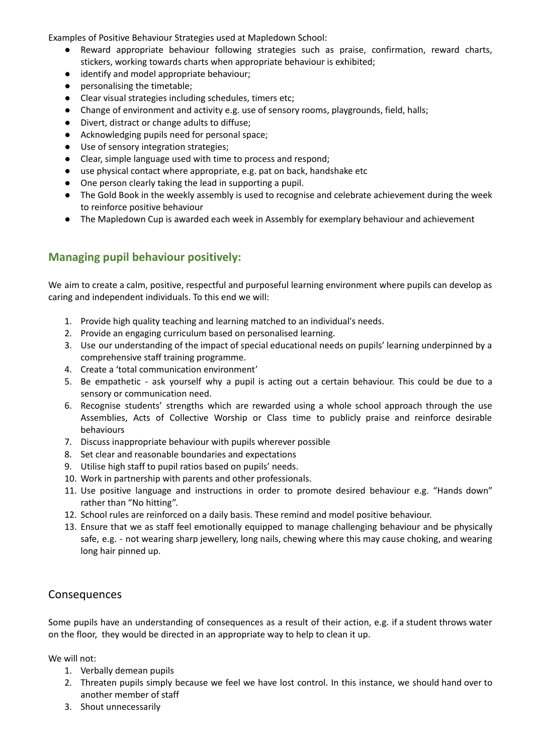Examples of Positive Behaviour Strategies used at Mapledown School:

- Reward appropriate behaviour following strategies such as praise, confirmation, reward charts, stickers, working towards charts when appropriate behaviour is exhibited;
- identify and model appropriate behaviour;
- personalising the timetable;
- Clear visual strategies including schedules, timers etc;
- Change of environment and activity e.g. use of sensory rooms, playgrounds, field, halls;
- Divert, distract or change adults to diffuse;
- Acknowledging pupils need for personal space;
- Use of sensory integration strategies;
- Clear, simple language used with time to process and respond;
- use physical contact where appropriate, e.g. pat on back, handshake etc
- One person clearly taking the lead in supporting a pupil.
- The Gold Book in the weekly assembly is used to recognise and celebrate achievement during the week to reinforce positive behaviour
- The Mapledown Cup is awarded each week in Assembly for exemplary behaviour and achievement

## Managing pupil behaviour positively:

We aim to create a calm, positive, respectful and purposeful learning environment where pupils can develop as caring and independent individuals. To this end we will:

1. Provide high quality teaching and learning matched to an individual's needs.
2. Provide an engaging curriculum based on personalised learning.
3. Use our understanding of the impact of special educational needs on pupils' learning underpinned by a comprehensive staff training programme.
4. Create a 'total communication environment'
5. Be empathetic - ask yourself why a pupil is acting out a certain behaviour. This could be due to a sensory or communication need.
6. Recognise students' strengths which are rewarded using a whole school approach through the use Assemblies, Acts of Collective Worship or Class time to publicly praise and reinforce desirable behaviours
7. Discuss inappropriate behaviour with pupils wherever possible
8. Set clear and reasonable boundaries and expectations
9. Utilise high staff to pupil ratios based on pupils' needs.
10. Work in partnership with parents and other professionals.
11. Use positive language and instructions in order to promote desired behaviour e.g. "Hands down" rather than "No hitting".
12. School rules are reinforced on a daily basis. These remind and model positive behaviour.
13. Ensure that we as staff feel emotionally equipped to manage challenging behaviour and be physically safe, e.g. - not wearing sharp jewellery, long nails, chewing where this may cause choking, and wearing long hair pinned up.

## Consequences

Some pupils have an understanding of consequences as a result of their action, e.g. if a student throws water on the floor, they would be directed in an appropriate way to help to clean it up.

We will not:

1. Verbally demean pupils
2. Threaten pupils simply because we feel we have lost control. In this instance, we should hand over to another member of staff
3. Shout unnecessarily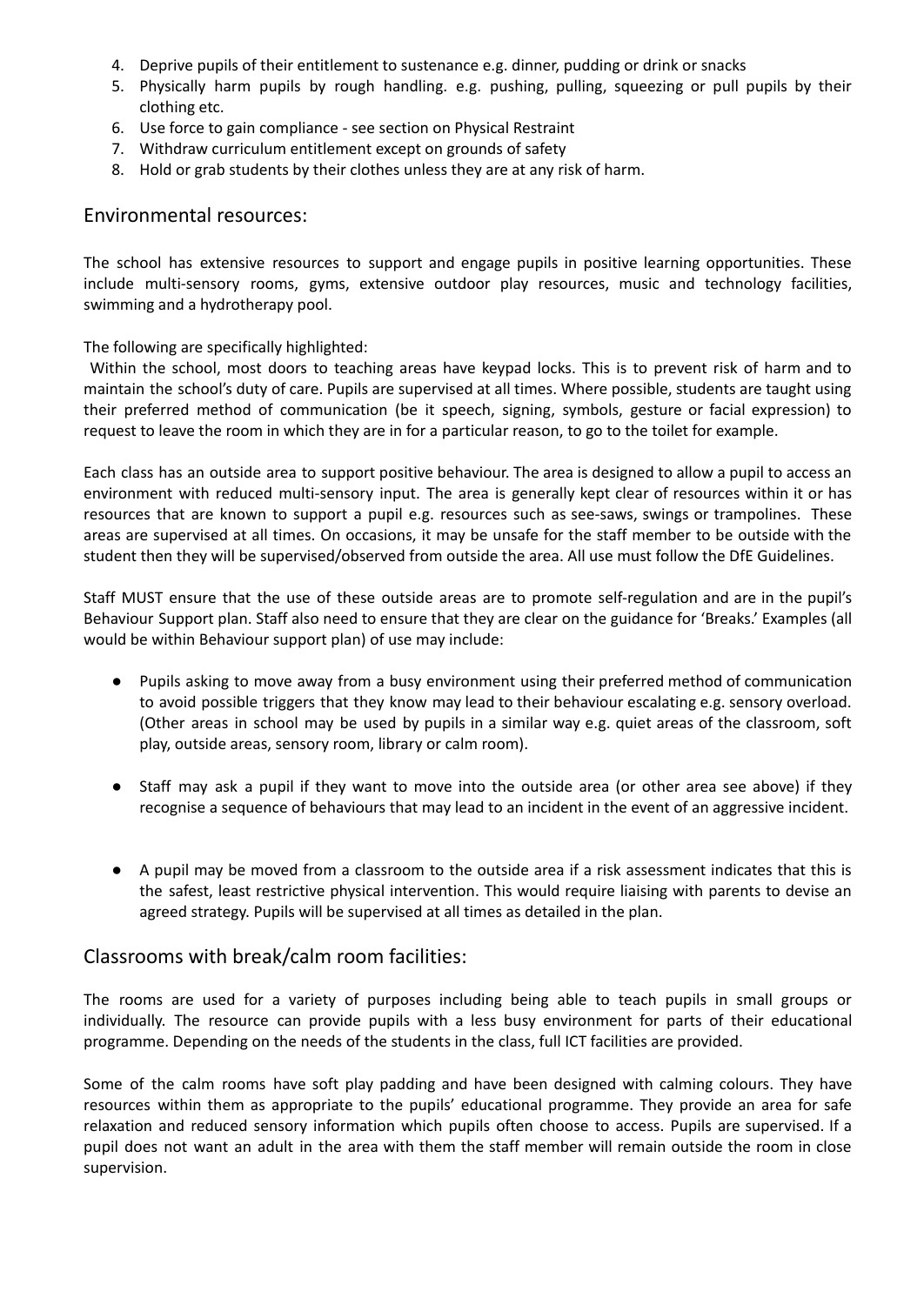4. Deprive pupils of their entitlement to sustenance e.g. dinner, pudding or drink or snacks
5. Physically harm pupils by rough handling. e.g. pushing, pulling, squeezing or pull pupils by their clothing etc.
6. Use force to gain compliance - see section on Physical Restraint
7. Withdraw curriculum entitlement except on grounds of safety
8. Hold or grab students by their clothes unless they are at any risk of harm.

## Environmental resources:

The school has extensive resources to support and engage pupils in positive learning opportunities. These include multi-sensory rooms, gyms, extensive outdoor play resources, music and technology facilities, swimming and a hydrotherapy pool.

The following are specifically highlighted:

Within the school, most doors to teaching areas have keypad locks. This is to prevent risk of harm and to maintain the school's duty of care. Pupils are supervised at all times. Where possible, students are taught using their preferred method of communication (be it speech, signing, symbols, gesture or facial expression) to request to leave the room in which they are in for a particular reason, to go to the toilet for example.

Each class has an outside area to support positive behaviour. The area is designed to allow a pupil to access an environment with reduced multi-sensory input. The area is generally kept clear of resources within it or has resources that are known to support a pupil e.g. resources such as see-saws, swings or trampolines. These areas are supervised at all times. On occasions, it may be unsafe for the staff member to be outside with the student then they will be supervised/observed from outside the area. All use must follow the DfE Guidelines.

Staff MUST ensure that the use of these outside areas are to promote self-regulation and are in the pupil's Behaviour Support plan. Staff also need to ensure that they are clear on the guidance for 'Breaks.' Examples (all would be within Behaviour support plan) of use may include:

- Pupils asking to move away from a busy environment using their preferred method of communication to avoid possible triggers that they know may lead to their behaviour escalating e.g. sensory overload. (Other areas in school may be used by pupils in a similar way e.g. quiet areas of the classroom, soft play, outside areas, sensory room, library or calm room).

- Staff may ask a pupil if they want to move into the outside area (or other area see above) if they recognise a sequence of behaviours that may lead to an incident in the event of an aggressive incident.

- A pupil may be moved from a classroom to the outside area if a risk assessment indicates that this is the safest, least restrictive physical intervention. This would require liaising with parents to devise an agreed strategy. Pupils will be supervised at all times as detailed in the plan.

## Classrooms with break/calm room facilities:

The rooms are used for a variety of purposes including being able to teach pupils in small groups or individually. The resource can provide pupils with a less busy environment for parts of their educational programme. Depending on the needs of the students in the class, full ICT facilities are provided.

Some of the calm rooms have soft play padding and have been designed with calming colours. They have resources within them as appropriate to the pupils' educational programme. They provide an area for safe relaxation and reduced sensory information which pupils often choose to access. Pupils are supervised. If a pupil does not want an adult in the area with them the staff member will remain outside the room in close supervision.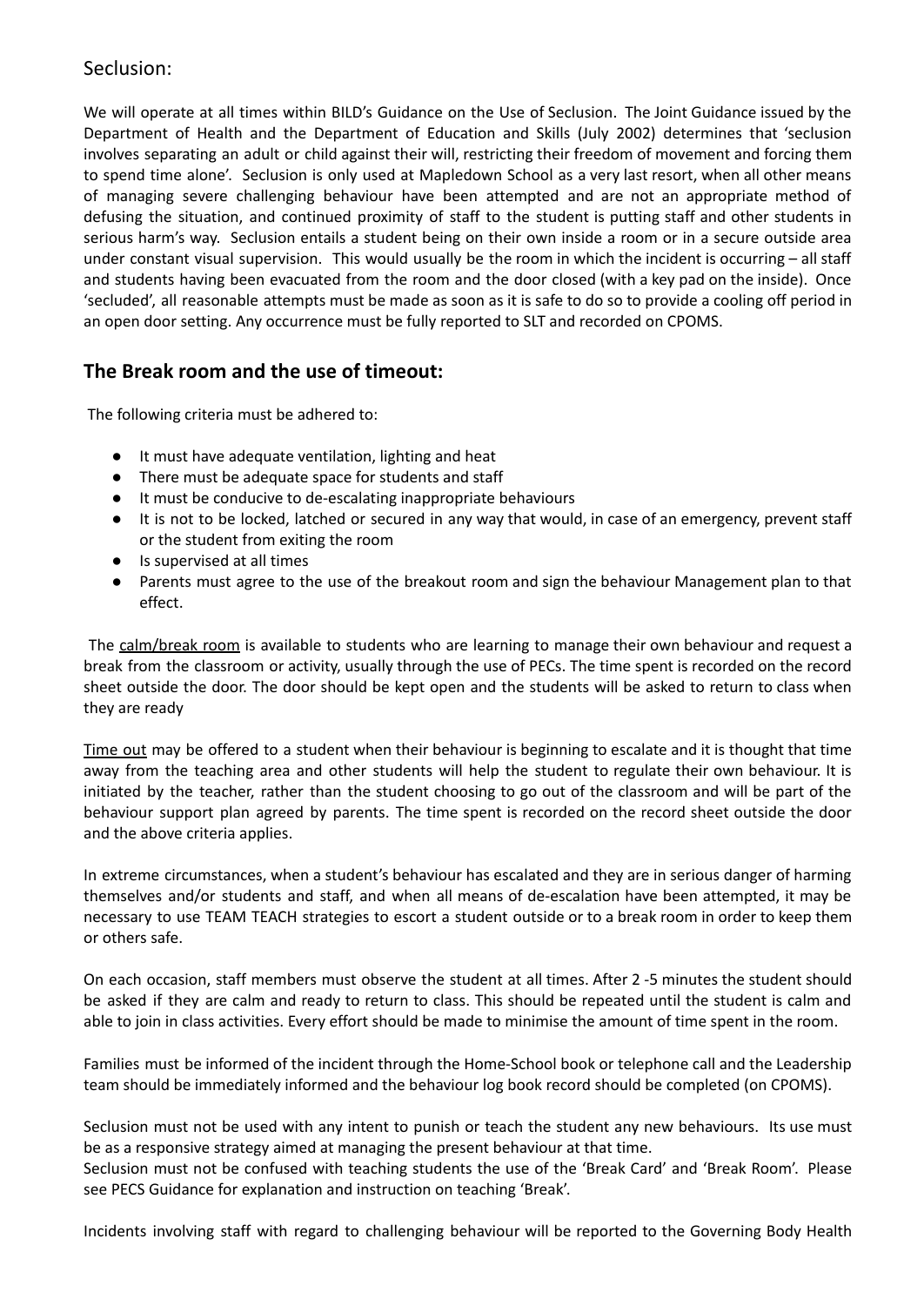## Seclusion:

We will operate at all times within BILD's Guidance on the Use of Seclusion. The Joint Guidance issued by the Department of Health and the Department of Education and Skills (July 2002) determines that 'seclusion involves separating an adult or child against their will, restricting their freedom of movement and forcing them to spend time alone'. Seclusion is only used at Mapledown School as a very last resort, when all other means of managing severe challenging behaviour have been attempted and are not an appropriate method of defusing the situation, and continued proximity of staff to the student is putting staff and other students in serious harm's way. Seclusion entails a student being on their own inside a room or in a secure outside area under constant visual supervision. This would usually be the room in which the incident is occurring – all staff and students having been evacuated from the room and the door closed (with a key pad on the inside). Once 'secluded', all reasonable attempts must be made as soon as it is safe to do so to provide a cooling off period in an open door setting. Any occurrence must be fully reported to SLT and recorded on CPOMS.

## The Break room and the use of timeout:

The following criteria must be adhered to:

- It must have adequate ventilation, lighting and heat
- There must be adequate space for students and staff
- It must be conducive to de-escalating inappropriate behaviours
- It is not to be locked, latched or secured in any way that would, in case of an emergency, prevent staff or the student from exiting the room
- Is supervised at all times
- Parents must agree to the use of the breakout room and sign the behaviour Management plan to that effect.

The calm/break room is available to students who are learning to manage their own behaviour and request a break from the classroom or activity, usually through the use of PECs. The time spent is recorded on the record sheet outside the door. The door should be kept open and the students will be asked to return to class when they are ready

Time out may be offered to a student when their behaviour is beginning to escalate and it is thought that time away from the teaching area and other students will help the student to regulate their own behaviour. It is initiated by the teacher, rather than the student choosing to go out of the classroom and will be part of the behaviour support plan agreed by parents. The time spent is recorded on the record sheet outside the door and the above criteria applies.

In extreme circumstances, when a student's behaviour has escalated and they are in serious danger of harming themselves and/or students and staff, and when all means of de-escalation have been attempted, it may be necessary to use TEAM TEACH strategies to escort a student outside or to a break room in order to keep them or others safe.

On each occasion, staff members must observe the student at all times. After 2 -5 minutes the student should be asked if they are calm and ready to return to class. This should be repeated until the student is calm and able to join in class activities. Every effort should be made to minimise the amount of time spent in the room.

Families must be informed of the incident through the Home-School book or telephone call and the Leadership team should be immediately informed and the behaviour log book record should be completed (on CPOMS).

Seclusion must not be used with any intent to punish or teach the student any new behaviours. Its use must be as a responsive strategy aimed at managing the present behaviour at that time.
Seclusion must not be confused with teaching students the use of the 'Break Card' and 'Break Room'. Please see PECS Guidance for explanation and instruction on teaching 'Break'.

Incidents involving staff with regard to challenging behaviour will be reported to the Governing Body Health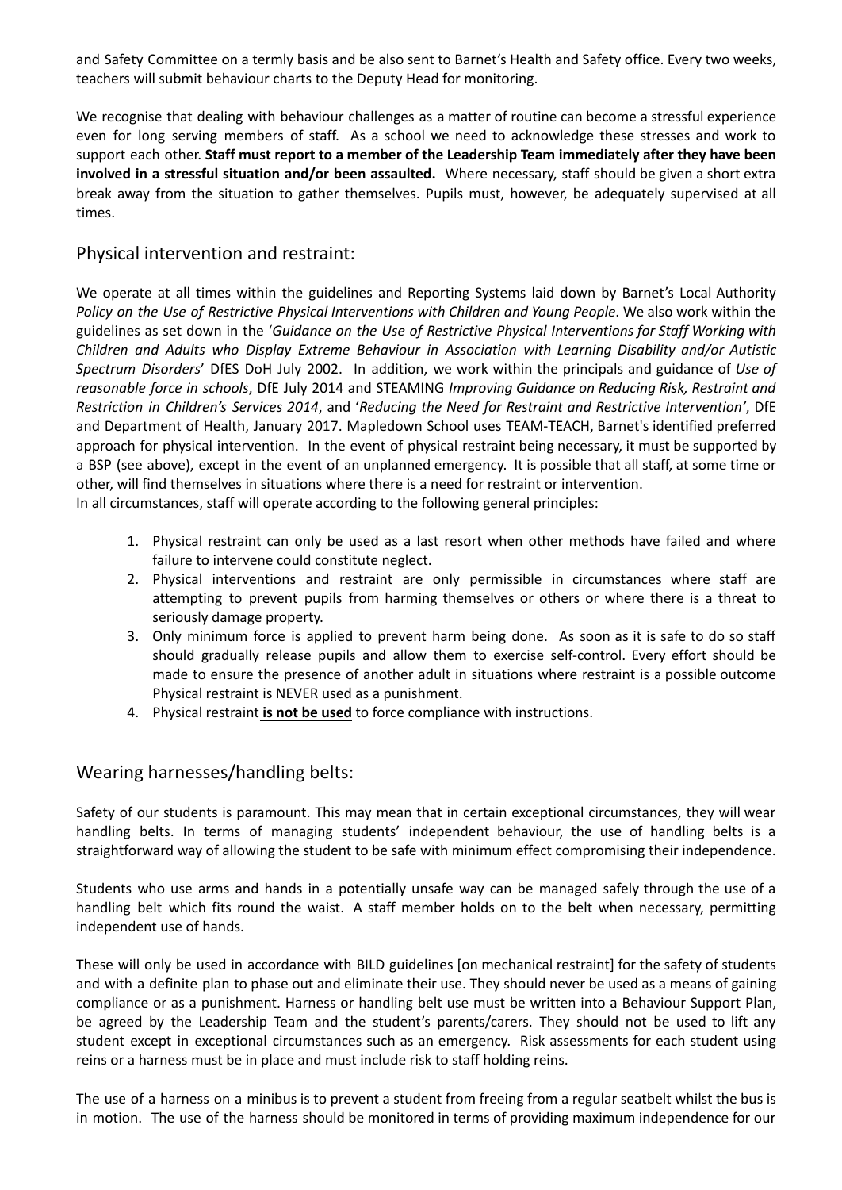and Safety Committee on a termly basis and be also sent to Barnet's Health and Safety office. Every two weeks, teachers will submit behaviour charts to the Deputy Head for monitoring.

We recognise that dealing with behaviour challenges as a matter of routine can become a stressful experience even for long serving members of staff. As a school we need to acknowledge these stresses and work to support each other. **Staff must report to a member of the Leadership Team immediately after they have been involved in a stressful situation and/or been assaulted.** Where necessary, staff should be given a short extra break away from the situation to gather themselves. Pupils must, however, be adequately supervised at all times.

## Physical intervention and restraint:

We operate at all times within the guidelines and Reporting Systems laid down by Barnet's Local Authority *Policy on the Use of Restrictive Physical Interventions with Children and Young People*. We also work within the guidelines as set down in the '*Guidance on the Use of Restrictive Physical Interventions for Staff Working with Children and Adults who Display Extreme Behaviour in Association with Learning Disability and/or Autistic Spectrum Disorders*' DfES DoH July 2002. In addition, we work within the principals and guidance of *Use of reasonable force in schools*, DfE July 2014 and STEAMING *Improving Guidance on Reducing Risk, Restraint and Restriction in Children's Services 2014*, and '*Reducing the Need for Restraint and Restrictive Intervention'*, DfE and Department of Health, January 2017. Mapledown School uses TEAM-TEACH, Barnet's identified preferred approach for physical intervention. In the event of physical restraint being necessary, it must be supported by a BSP (see above), except in the event of an unplanned emergency. It is possible that all staff, at some time or other, will find themselves in situations where there is a need for restraint or intervention.
In all circumstances, staff will operate according to the following general principles:

1. Physical restraint can only be used as a last resort when other methods have failed and where failure to intervene could constitute neglect.
2. Physical interventions and restraint are only permissible in circumstances where staff are attempting to prevent pupils from harming themselves or others or where there is a threat to seriously damage property.
3. Only minimum force is applied to prevent harm being done. As soon as it is safe to do so staff should gradually release pupils and allow them to exercise self-control. Every effort should be made to ensure the presence of another adult in situations where restraint is a possible outcome Physical restraint is NEVER used as a punishment.
4. Physical restraint **is not be used** to force compliance with instructions.

## Wearing harnesses/handling belts:

Safety of our students is paramount. This may mean that in certain exceptional circumstances, they will wear handling belts. In terms of managing students' independent behaviour, the use of handling belts is a straightforward way of allowing the student to be safe with minimum effect compromising their independence.

Students who use arms and hands in a potentially unsafe way can be managed safely through the use of a handling belt which fits round the waist. A staff member holds on to the belt when necessary, permitting independent use of hands.

These will only be used in accordance with BILD guidelines [on mechanical restraint] for the safety of students and with a definite plan to phase out and eliminate their use. They should never be used as a means of gaining compliance or as a punishment. Harness or handling belt use must be written into a Behaviour Support Plan, be agreed by the Leadership Team and the student's parents/carers. They should not be used to lift any student except in exceptional circumstances such as an emergency. Risk assessments for each student using reins or a harness must be in place and must include risk to staff holding reins.

The use of a harness on a minibus is to prevent a student from freeing from a regular seatbelt whilst the bus is in motion. The use of the harness should be monitored in terms of providing maximum independence for our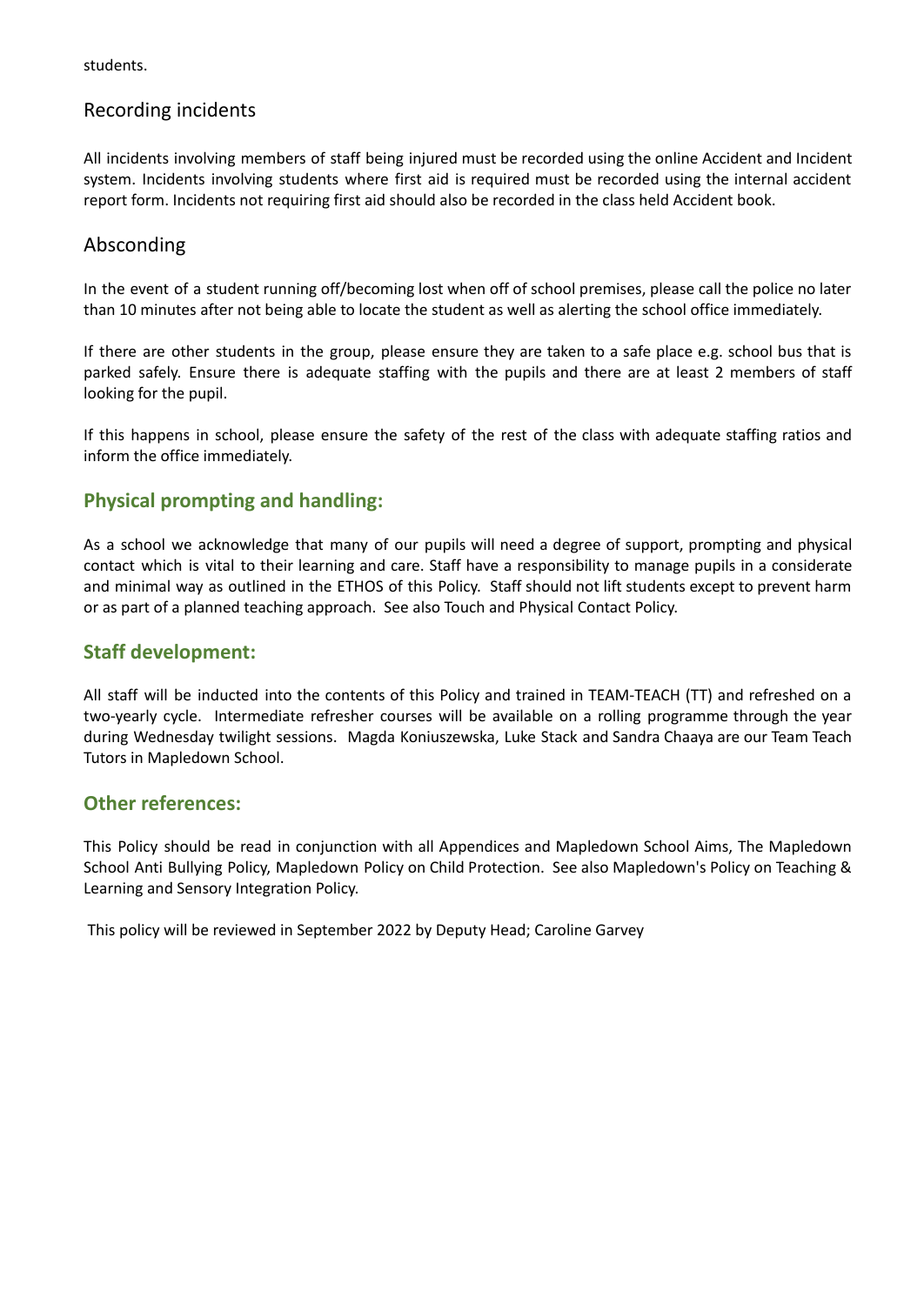students.

## Recording incidents

All incidents involving members of staff being injured must be recorded using the online Accident and Incident system. Incidents involving students where first aid is required must be recorded using the internal accident report form. Incidents not requiring first aid should also be recorded in the class held Accident book.

## Absconding

In the event of a student running off/becoming lost when off of school premises, please call the police no later than 10 minutes after not being able to locate the student as well as alerting the school office immediately.

If there are other students in the group, please ensure they are taken to a safe place e.g. school bus that is parked safely. Ensure there is adequate staffing with the pupils and there are at least 2 members of staff looking for the pupil.

If this happens in school, please ensure the safety of the rest of the class with adequate staffing ratios and inform the office immediately.

## Physical prompting and handling:

As a school we acknowledge that many of our pupils will need a degree of support, prompting and physical contact which is vital to their learning and care. Staff have a responsibility to manage pupils in a considerate and minimal way as outlined in the ETHOS of this Policy. Staff should not lift students except to prevent harm or as part of a planned teaching approach. See also Touch and Physical Contact Policy.

## Staff development:

All staff will be inducted into the contents of this Policy and trained in TEAM-TEACH (TT) and refreshed on a two-yearly cycle. Intermediate refresher courses will be available on a rolling programme through the year during Wednesday twilight sessions. Magda Koniuszewska, Luke Stack and Sandra Chaaya are our Team Teach Tutors in Mapledown School.

## Other references:

This Policy should be read in conjunction with all Appendices and Mapledown School Aims, The Mapledown School Anti Bullying Policy, Mapledown Policy on Child Protection. See also Mapledown's Policy on Teaching & Learning and Sensory Integration Policy.

This policy will be reviewed in September 2022 by Deputy Head; Caroline Garvey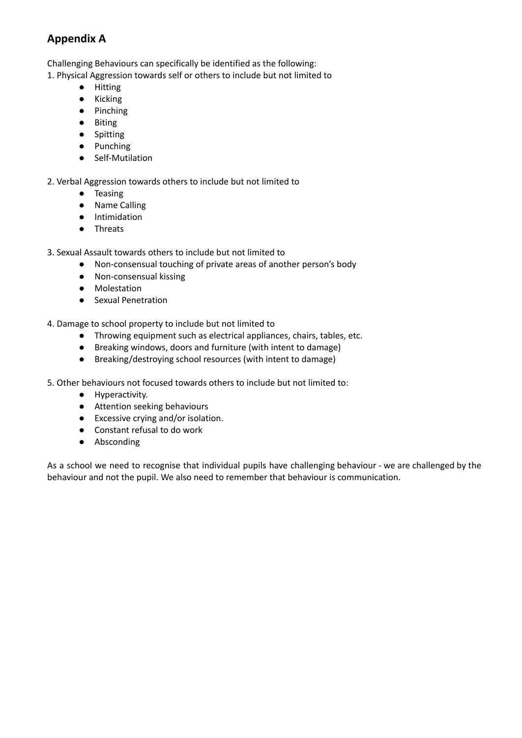## Appendix A

Challenging Behaviours can specifically be identified as the following:

1. Physical Aggression towards self or others to include but not limited to
    - Hitting
    - Kicking
    - Pinching
    - Biting
    - Spitting
    - Punching
    - Self-Mutilation

2. Verbal Aggression towards others to include but not limited to
    - Teasing
    - Name Calling
    - Intimidation
    - Threats

3. Sexual Assault towards others to include but not limited to
    - Non-consensual touching of private areas of another person's body
    - Non-consensual kissing
    - Molestation
    - Sexual Penetration

4. Damage to school property to include but not limited to
    - Throwing equipment such as electrical appliances, chairs, tables, etc.
    - Breaking windows, doors and furniture (with intent to damage)
    - Breaking/destroying school resources (with intent to damage)

5. Other behaviours not focused towards others to include but not limited to:
    - Hyperactivity.
    - Attention seeking behaviours
    - Excessive crying and/or isolation.
    - Constant refusal to do work
    - Absconding

As a school we need to recognise that individual pupils have challenging behaviour - we are challenged by the behaviour and not the pupil. We also need to remember that behaviour is communication.